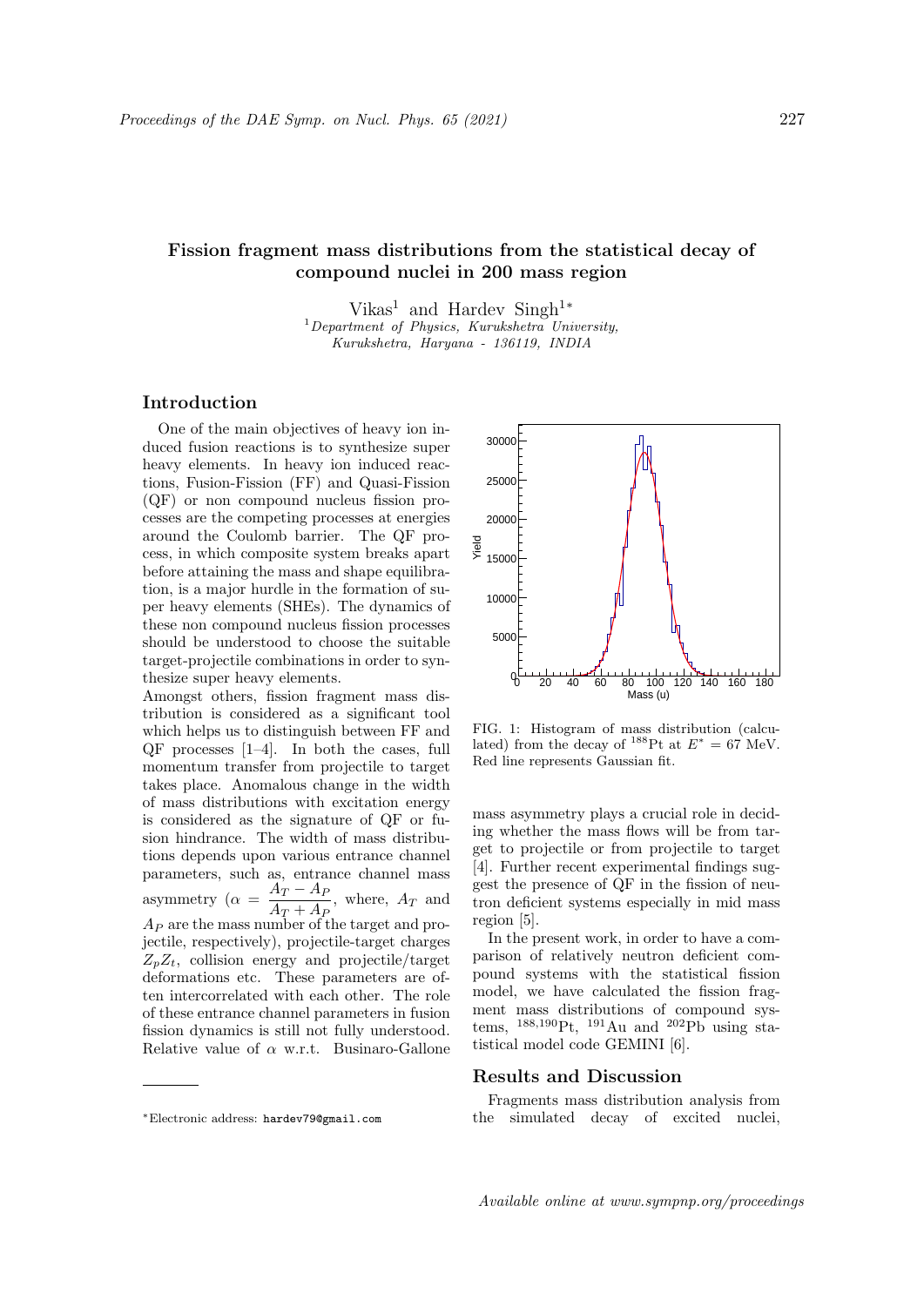# Fission fragment mass distributions from the statistical decay of compound nuclei in 200 mass region

Vikas[1] and Hardev Singh[1*]

[1]*Department of Physics, Kurukshetra University, Kurukshetra, Haryana - 136119, INDIA*

## Introduction

One of the main objectives of heavy ion induced fusion reactions is to synthesize super heavy elements. In heavy ion induced reactions, Fusion-Fission (FF) and Quasi-Fission (QF) or non compound nucleus fission processes are the competing processes at energies around the Coulomb barrier. The QF process, in which composite system breaks apart before attaining the mass and shape equilibration, is a major hurdle in the formation of super heavy elements (SHEs). The dynamics of these non compound nucleus fission processes should be understood to choose the suitable target-projectile combinations in order to synthesize super heavy elements.

Amongst others, fission fragment mass distribution is considered as a significant tool which helps us to distinguish between FF and QF processes [1–4]. In both the cases, full momentum transfer from projectile to target takes place. Anomalous change in the width of mass distributions with excitation energy is considered as the signature of QF or fusion hindrance. The width of mass distributions depends upon various entrance channel parameters, such as, entrance channel mass asymmetry ($\alpha = \dfrac{A_T - A_P}{A_T + A_P}$, where, $A_T$ and $A_P$ are the mass number of the target and projectile, respectively), projectile-target charges $Z_pZ_t$, collision energy and projectile/target deformations etc. These parameters are often intercorrelated with each other. The role of these entrance channel parameters in fusion fission dynamics is still not fully understood. Relative value of $\alpha$ w.r.t. Businaro-Gallone mass asymmetry plays a crucial role in deciding whether the mass flows will be from target to projectile or from projectile to target [4]. Further recent experimental findings suggest the presence of QF in the fission of neutron deficient systems especially in mid mass region [5].

In the present work, in order to have a comparison of relatively neutron deficient compound systems with the statistical fission model, we have calculated the fission fragment mass distributions of compound systems, $^{188,190}$Pt, $^{191}$Au and $^{202}$Pb using statistical model code GEMINI [6].

FIG. 1: Histogram of mass distribution (calculated) from the decay of $^{188}$Pt at $E^* = 67$ MeV. Red line represents Gaussian fit.

## Results and Discussion

Fragments mass distribution analysis from the simulated decay of excited nuclei,

*Electronic address: hardev79@gmail.com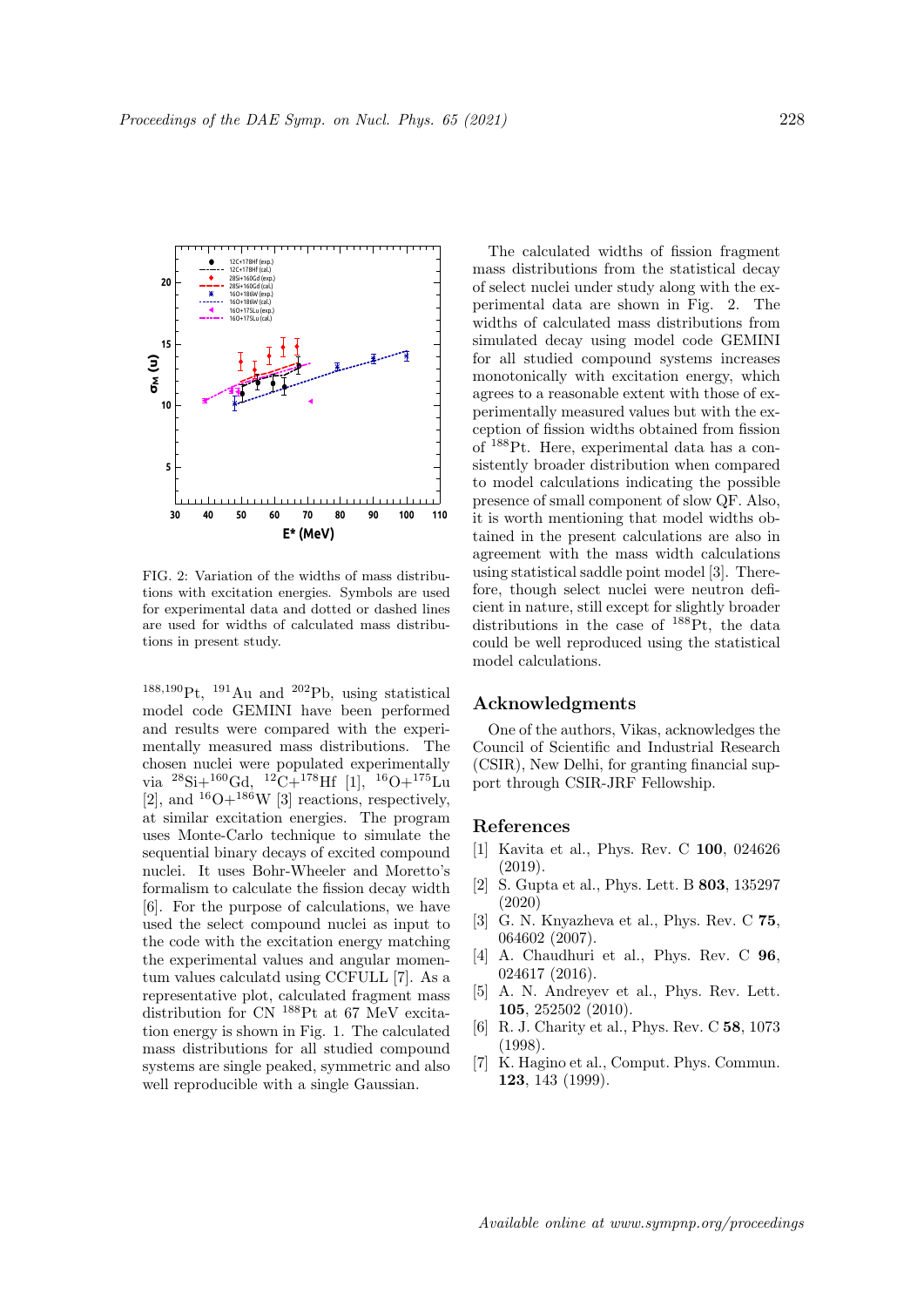20
15
10
5
30 40 50 60 70 80 90 100 110
$\sigma_M$ (u)
E* (MeV)
12C+178Hf (exp.)
12C+178Hf (cal.)
28Si+160Gd (exp.)
28Si+160Gd (cal.)
16O+186W (exp.)
16O+186W (cal.)
16O+175Lu (exp.)
16O+175Lu (cal.)

FIG. 2: Variation of the widths of mass distributions with excitation energies. Symbols are used for experimental data and dotted or dashed lines are used for widths of calculated mass distributions in present study.

$^{188,190}$Pt, $^{191}$Au and $^{202}$Pb, using statistical model code GEMINI have been performed and results were compared with the experimentally measured mass distributions. The chosen nuclei were populated experimentally via $^{28}$Si+$^{160}$Gd, $^{12}$C+$^{178}$Hf [1], $^{16}$O+$^{175}$Lu [2], and $^{16}$O+$^{186}$W [3] reactions, respectively, at similar excitation energies. The program uses Monte-Carlo technique to simulate the sequential binary decays of excited compound nuclei. It uses Bohr-Wheeler and Moretto's formalism to calculate the fission decay width [6]. For the purpose of calculations, we have used the select compound nuclei as input to the code with the excitation energy matching the experimental values and angular momentum values calculatd using CCFULL [7]. As a representative plot, calculated fragment mass distribution for CN $^{188}$Pt at 67 MeV excitation energy is shown in Fig. 1. The calculated mass distributions for all studied compound systems are single peaked, symmetric and also well reproducible with a single Gaussian.

The calculated widths of fission fragment mass distributions from the statistical decay of select nuclei under study along with the experimental data are shown in Fig. 2. The widths of calculated mass distributions from simulated decay using model code GEMINI for all studied compound systems increases monotonically with excitation energy, which agrees to a reasonable extent with those of experimentally measured values but with the exception of fission widths obtained from fission of $^{188}$Pt. Here, experimental data has a consistently broader distribution when compared to model calculations indicating the possible presence of small component of slow QF. Also, it is worth mentioning that model widths obtained in the present calculations are also in agreement with the mass width calculations using statistical saddle point model [3]. Therefore, though select nuclei were neutron deficient in nature, still except for slightly broader distributions in the case of $^{188}$Pt, the data could be well reproduced using the statistical model calculations.

## Acknowledgments

One of the authors, Vikas, acknowledges the Council of Scientific and Industrial Research (CSIR), New Delhi, for granting financial support through CSIR-JRF Fellowship.

## References

[1] Kavita et al., Phys. Rev. C **100**, 024626 (2019).
[2] S. Gupta et al., Phys. Lett. B **803**, 135297 (2020)
[3] G. N. Knyazheva et al., Phys. Rev. C **75**, 064602 (2007).
[4] A. Chaudhuri et al., Phys. Rev. C **96**, 024617 (2016).
[5] A. N. Andreyev et al., Phys. Rev. Lett. **105**, 252502 (2010).
[6] R. J. Charity et al., Phys. Rev. C **58**, 1073 (1998).
[7] K. Hagino et al., Comput. Phys. Commun. **123**, 143 (1999).